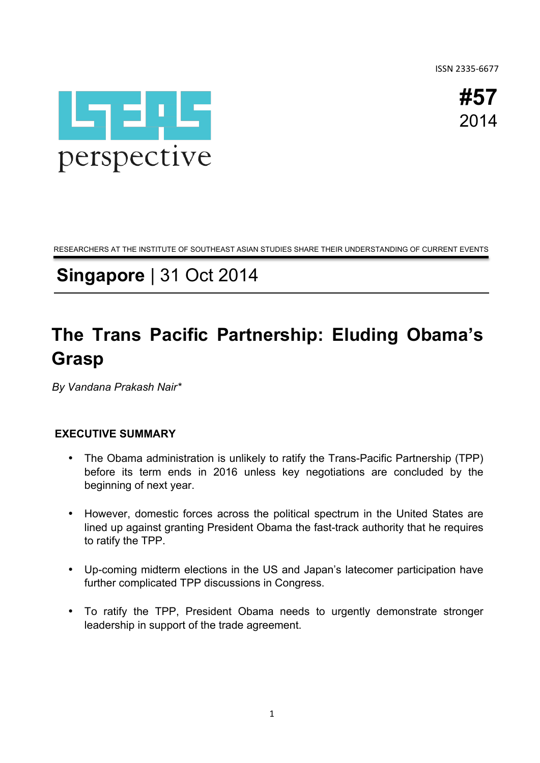ISSN 2335-6677

ISEAS perspective

**#57**
2014

RESEARCHERS AT THE INSTITUTE OF SOUTHEAST ASIAN STUDIES SHARE THEIR UNDERSTANDING OF CURRENT EVENTS

## **Singapore** | 31 Oct 2014

# The Trans Pacific Partnership: Eluding Obama's Grasp

*By Vandana Prakash Nair**

### EXECUTIVE SUMMARY

- The Obama administration is unlikely to ratify the Trans-Pacific Partnership (TPP) before its term ends in 2016 unless key negotiations are concluded by the beginning of next year.

- However, domestic forces across the political spectrum in the United States are lined up against granting President Obama the fast-track authority that he requires to ratify the TPP.

- Up-coming midterm elections in the US and Japan's latecomer participation have further complicated TPP discussions in Congress.

- To ratify the TPP, President Obama needs to urgently demonstrate stronger leadership in support of the trade agreement.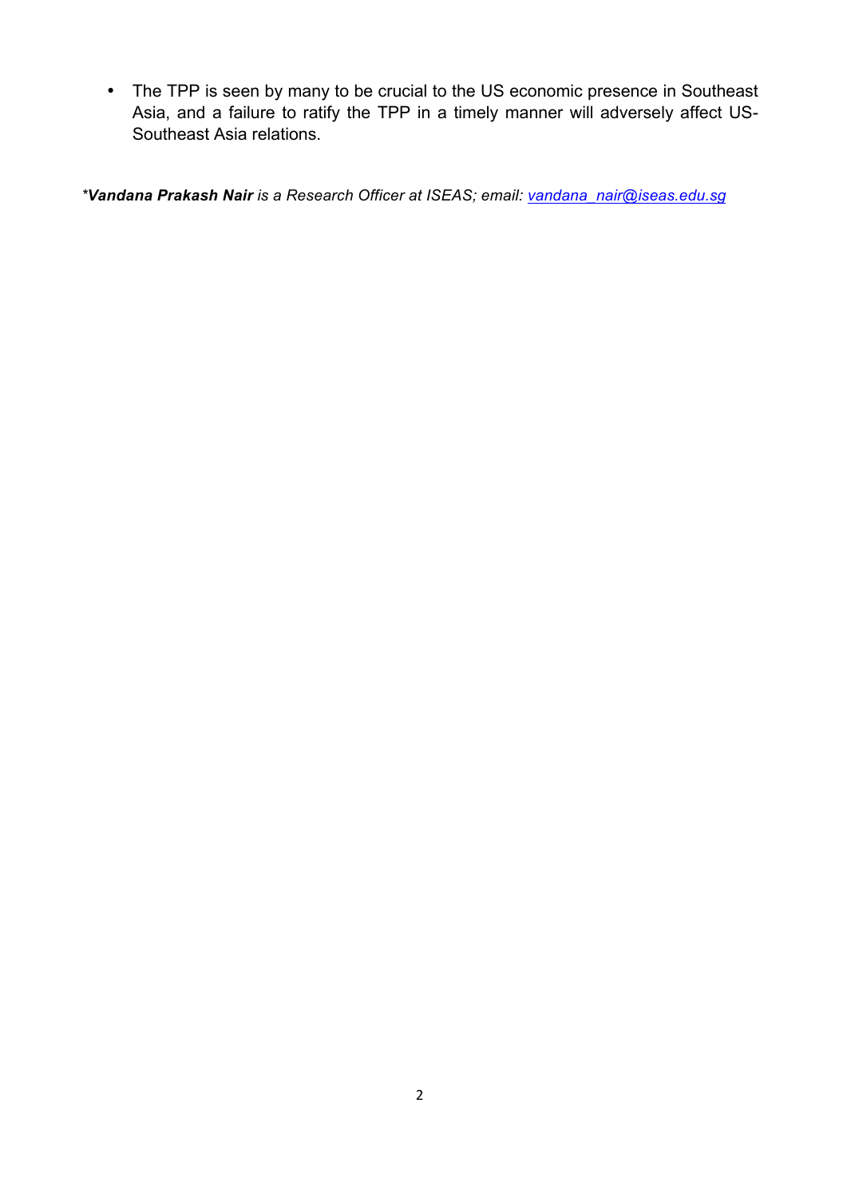- The TPP is seen by many to be crucial to the US economic presence in Southeast Asia, and a failure to ratify the TPP in a timely manner will adversely affect US-Southeast Asia relations.

**Vandana Prakash Nair* *is a Research Officer at ISEAS; email: [vandana_nair@iseas.edu.sg](mailto:vandana_nair@iseas.edu.sg)*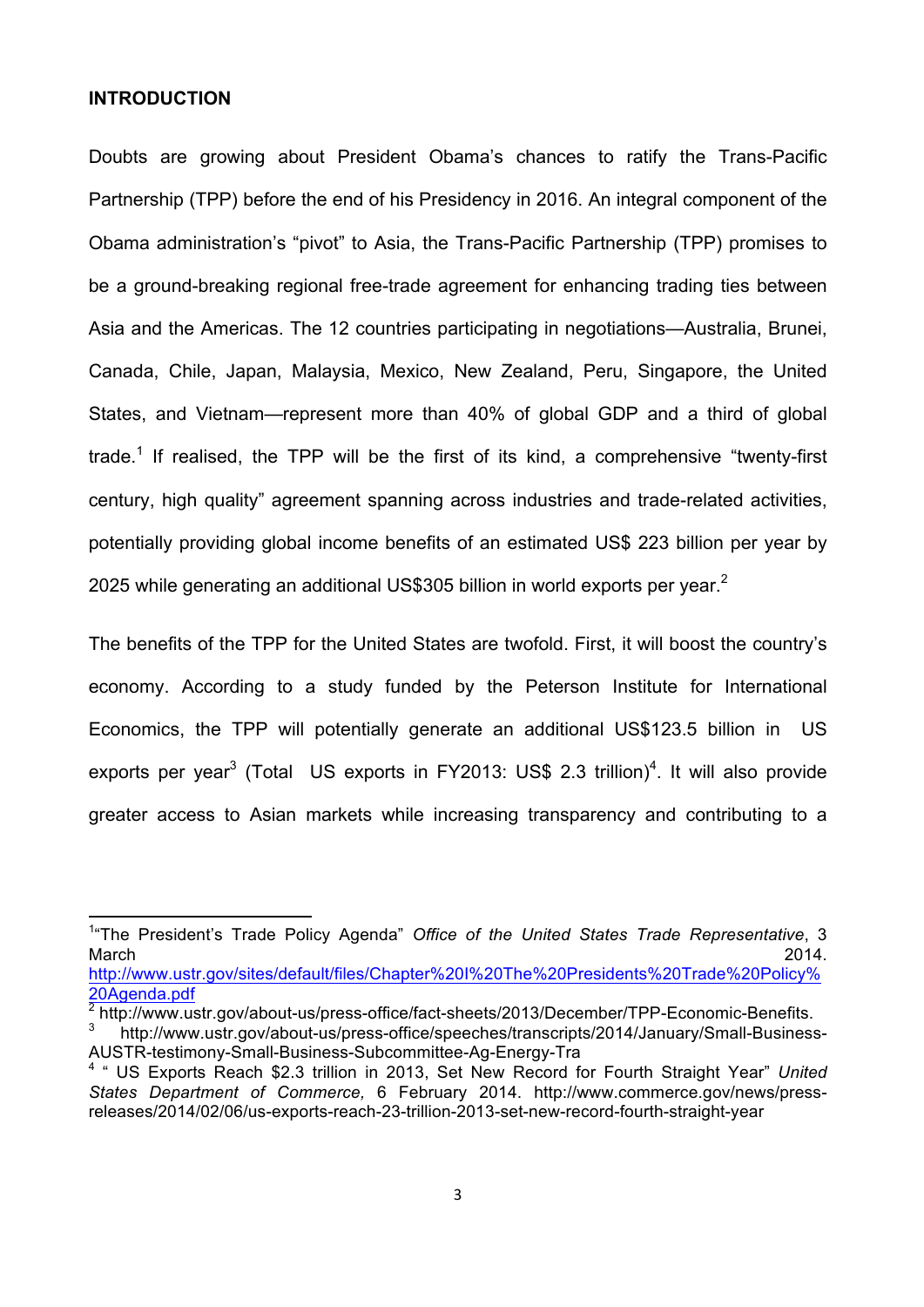## INTRODUCTION

Doubts are growing about President Obama's chances to ratify the Trans-Pacific Partnership (TPP) before the end of his Presidency in 2016. An integral component of the Obama administration's "pivot" to Asia, the Trans-Pacific Partnership (TPP) promises to be a ground-breaking regional free-trade agreement for enhancing trading ties between Asia and the Americas. The 12 countries participating in negotiations—Australia, Brunei, Canada, Chile, Japan, Malaysia, Mexico, New Zealand, Peru, Singapore, the United States, and Vietnam—represent more than 40% of global GDP and a third of global trade.[1] If realised, the TPP will be the first of its kind, a comprehensive "twenty-first century, high quality" agreement spanning across industries and trade-related activities, potentially providing global income benefits of an estimated US$ 223 billion per year by 2025 while generating an additional US$305 billion in world exports per year.[2]

The benefits of the TPP for the United States are twofold. First, it will boost the country's economy. According to a study funded by the Peterson Institute for International Economics, the TPP will potentially generate an additional US$123.5 billion in US exports per year[3] (Total US exports in FY2013: US$ 2.3 trillion)[4]. It will also provide greater access to Asian markets while increasing transparency and contributing to a

---

[1] "The President's Trade Policy Agenda" *Office of the United States Trade Representative*, 3 March 2014. http://www.ustr.gov/sites/default/files/Chapter%20I%20The%20Presidents%20Trade%20Policy%20Agenda.pdf

[2] http://www.ustr.gov/about-us/press-office/fact-sheets/2013/December/TPP-Economic-Benefits.

[3] http://www.ustr.gov/about-us/press-office/speeches/transcripts/2014/January/Small-Business-AUSTR-testimony-Small-Business-Subcommittee-Ag-Energy-Tra

[4] " US Exports Reach $2.3 trillion in 2013, Set New Record for Fourth Straight Year" *United States Department of Commerce,* 6 February 2014. http://www.commerce.gov/news/press-releases/2014/02/06/us-exports-reach-23-trillion-2013-set-new-record-fourth-straight-year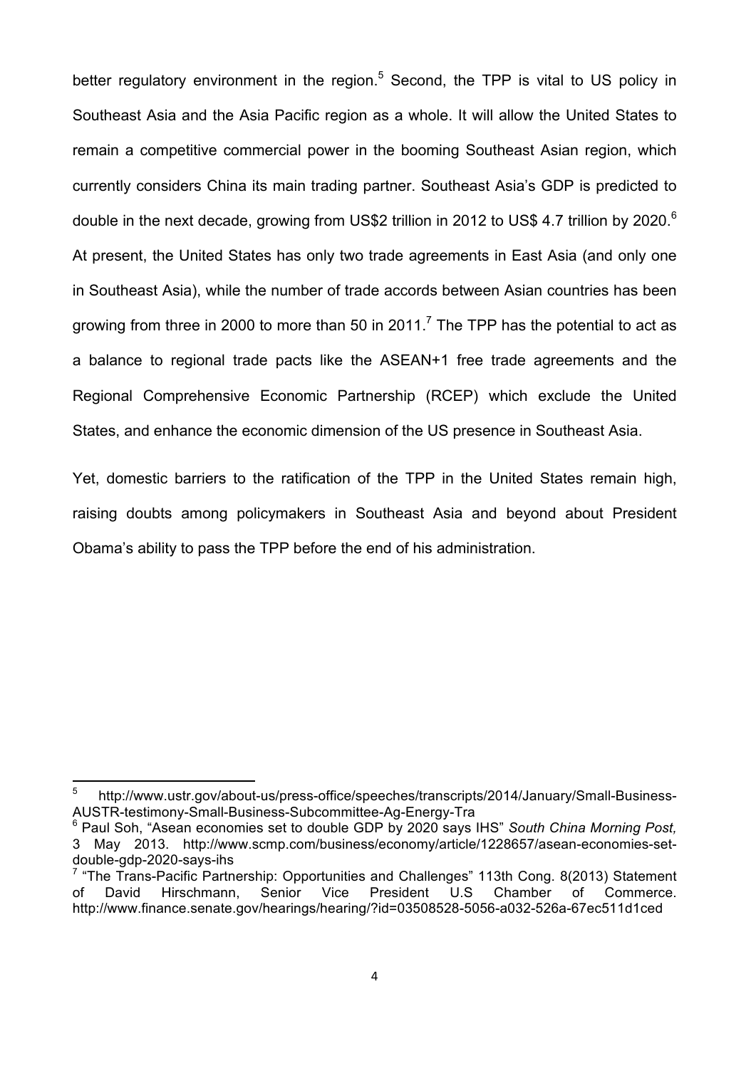better regulatory environment in the region.[5] Second, the TPP is vital to US policy in Southeast Asia and the Asia Pacific region as a whole. It will allow the United States to remain a competitive commercial power in the booming Southeast Asian region, which currently considers China its main trading partner. Southeast Asia's GDP is predicted to double in the next decade, growing from US$2 trillion in 2012 to US$ 4.7 trillion by 2020.[6] At present, the United States has only two trade agreements in East Asia (and only one in Southeast Asia), while the number of trade accords between Asian countries has been growing from three in 2000 to more than 50 in 2011.[7] The TPP has the potential to act as a balance to regional trade pacts like the ASEAN+1 free trade agreements and the Regional Comprehensive Economic Partnership (RCEP) which exclude the United States, and enhance the economic dimension of the US presence in Southeast Asia.

Yet, domestic barriers to the ratification of the TPP in the United States remain high, raising doubts among policymakers in Southeast Asia and beyond about President Obama's ability to pass the TPP before the end of his administration.

---

[5] http://www.ustr.gov/about-us/press-office/speeches/transcripts/2014/January/Small-Business-AUSTR-testimony-Small-Business-Subcommittee-Ag-Energy-Tra

[6] Paul Soh, "Asean economies set to double GDP by 2020 says IHS" *South China Morning Post,* 3 May 2013. http://www.scmp.com/business/economy/article/1228657/asean-economies-set-double-gdp-2020-says-ihs

[7] "The Trans-Pacific Partnership: Opportunities and Challenges" 113th Cong. 8(2013) Statement of David Hirschmann, Senior Vice President U.S Chamber of Commerce. http://www.finance.senate.gov/hearings/hearing/?id=03508528-5056-a032-526a-67ec511d1ced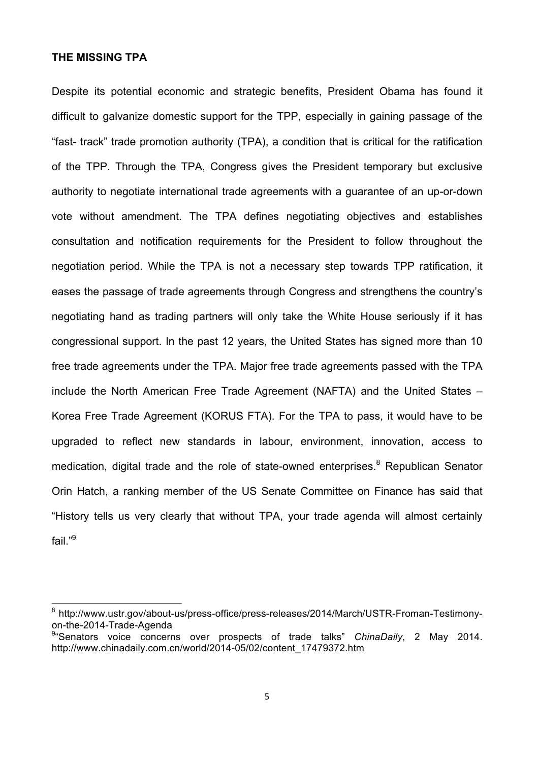**THE MISSING TPA**

Despite its potential economic and strategic benefits, President Obama has found it difficult to galvanize domestic support for the TPP, especially in gaining passage of the "fast- track" trade promotion authority (TPA), a condition that is critical for the ratification of the TPP. Through the TPA, Congress gives the President temporary but exclusive authority to negotiate international trade agreements with a guarantee of an up-or-down vote without amendment. The TPA defines negotiating objectives and establishes consultation and notification requirements for the President to follow throughout the negotiation period. While the TPA is not a necessary step towards TPP ratification, it eases the passage of trade agreements through Congress and strengthens the country's negotiating hand as trading partners will only take the White House seriously if it has congressional support. In the past 12 years, the United States has signed more than 10 free trade agreements under the TPA. Major free trade agreements passed with the TPA include the North American Free Trade Agreement (NAFTA) and the United States – Korea Free Trade Agreement (KORUS FTA). For the TPA to pass, it would have to be upgraded to reflect new standards in labour, environment, innovation, access to medication, digital trade and the role of state-owned enterprises.[8] Republican Senator Orin Hatch, a ranking member of the US Senate Committee on Finance has said that "History tells us very clearly that without TPA, your trade agenda will almost certainly fail."[9]

---

[8] http://www.ustr.gov/about-us/press-office/press-releases/2014/March/USTR-Froman-Testimony-on-the-2014-Trade-Agenda

[9] "Senators voice concerns over prospects of trade talks" *ChinaDaily*, 2 May 2014. http://www.chinadaily.com.cn/world/2014-05/02/content_17479372.htm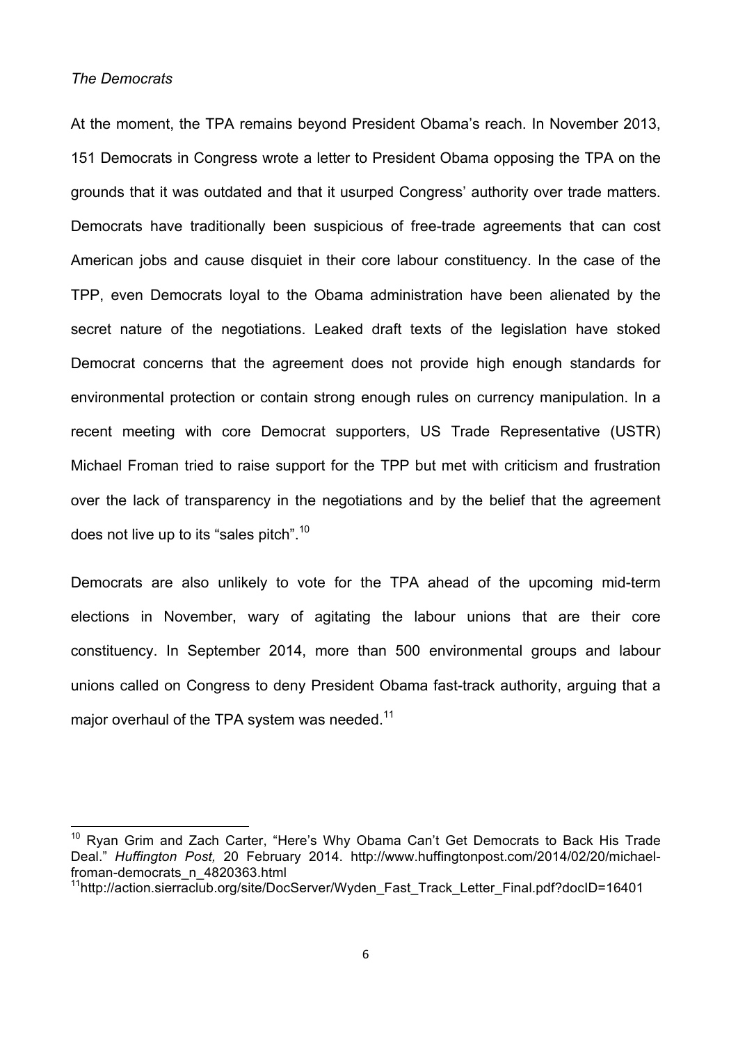*The Democrats*

At the moment, the TPA remains beyond President Obama's reach. In November 2013, 151 Democrats in Congress wrote a letter to President Obama opposing the TPA on the grounds that it was outdated and that it usurped Congress' authority over trade matters. Democrats have traditionally been suspicious of free-trade agreements that can cost American jobs and cause disquiet in their core labour constituency. In the case of the TPP, even Democrats loyal to the Obama administration have been alienated by the secret nature of the negotiations. Leaked draft texts of the legislation have stoked Democrat concerns that the agreement does not provide high enough standards for environmental protection or contain strong enough rules on currency manipulation. In a recent meeting with core Democrat supporters, US Trade Representative (USTR) Michael Froman tried to raise support for the TPP but met with criticism and frustration over the lack of transparency in the negotiations and by the belief that the agreement does not live up to its "sales pitch".[10]

Democrats are also unlikely to vote for the TPA ahead of the upcoming mid-term elections in November, wary of agitating the labour unions that are their core constituency. In September 2014, more than 500 environmental groups and labour unions called on Congress to deny President Obama fast-track authority, arguing that a major overhaul of the TPA system was needed.[11]

[10] Ryan Grim and Zach Carter, "Here's Why Obama Can't Get Democrats to Back His Trade Deal." *Huffington Post,* 20 February 2014. http://www.huffingtonpost.com/2014/02/20/michael-froman-democrats_n_4820363.html

[11] http://action.sierraclub.org/site/DocServer/Wyden_Fast_Track_Letter_Final.pdf?docID=16401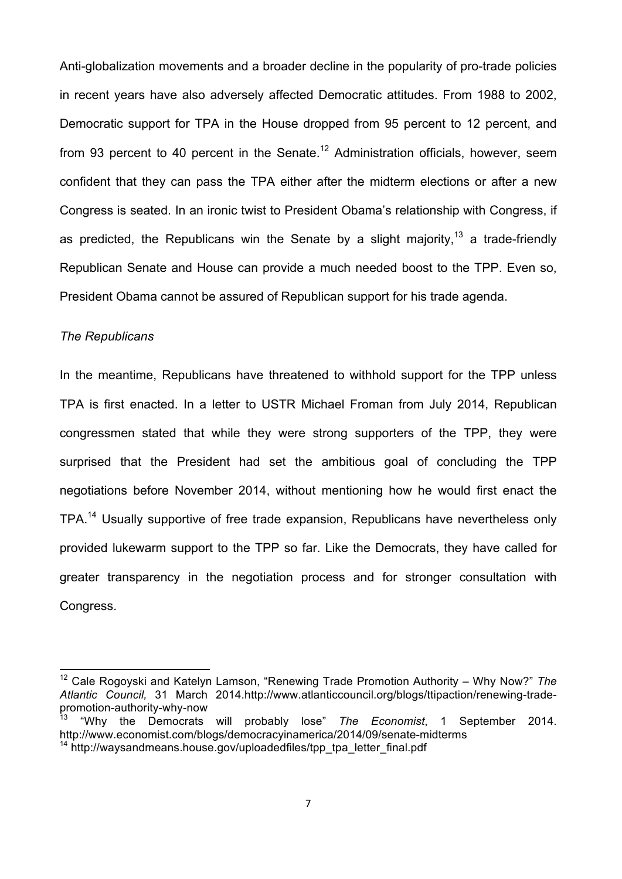Anti-globalization movements and a broader decline in the popularity of pro-trade policies in recent years have also adversely affected Democratic attitudes. From 1988 to 2002, Democratic support for TPA in the House dropped from 95 percent to 12 percent, and from 93 percent to 40 percent in the Senate.[12] Administration officials, however, seem confident that they can pass the TPA either after the midterm elections or after a new Congress is seated. In an ironic twist to President Obama's relationship with Congress, if as predicted, the Republicans win the Senate by a slight majority,[13] a trade-friendly Republican Senate and House can provide a much needed boost to the TPP. Even so, President Obama cannot be assured of Republican support for his trade agenda.

*The Republicans*

In the meantime, Republicans have threatened to withhold support for the TPP unless TPA is first enacted. In a letter to USTR Michael Froman from July 2014, Republican congressmen stated that while they were strong supporters of the TPP, they were surprised that the President had set the ambitious goal of concluding the TPP negotiations before November 2014, without mentioning how he would first enact the TPA.[14] Usually supportive of free trade expansion, Republicans have nevertheless only provided lukewarm support to the TPP so far. Like the Democrats, they have called for greater transparency in the negotiation process and for stronger consultation with Congress.

---

[12] Cale Rogoyski and Katelyn Lamson, "Renewing Trade Promotion Authority – Why Now?" *The Atlantic Council,* 31 March 2014.http://www.atlanticcouncil.org/blogs/ttipaction/renewing-trade-promotion-authority-why-now

[13] "Why the Democrats will probably lose" *The Economist*, 1 September 2014. http://www.economist.com/blogs/democracyinamerica/2014/09/senate-midterms

[14] http://waysandmeans.house.gov/uploadedfiles/tpp_tpa_letter_final.pdf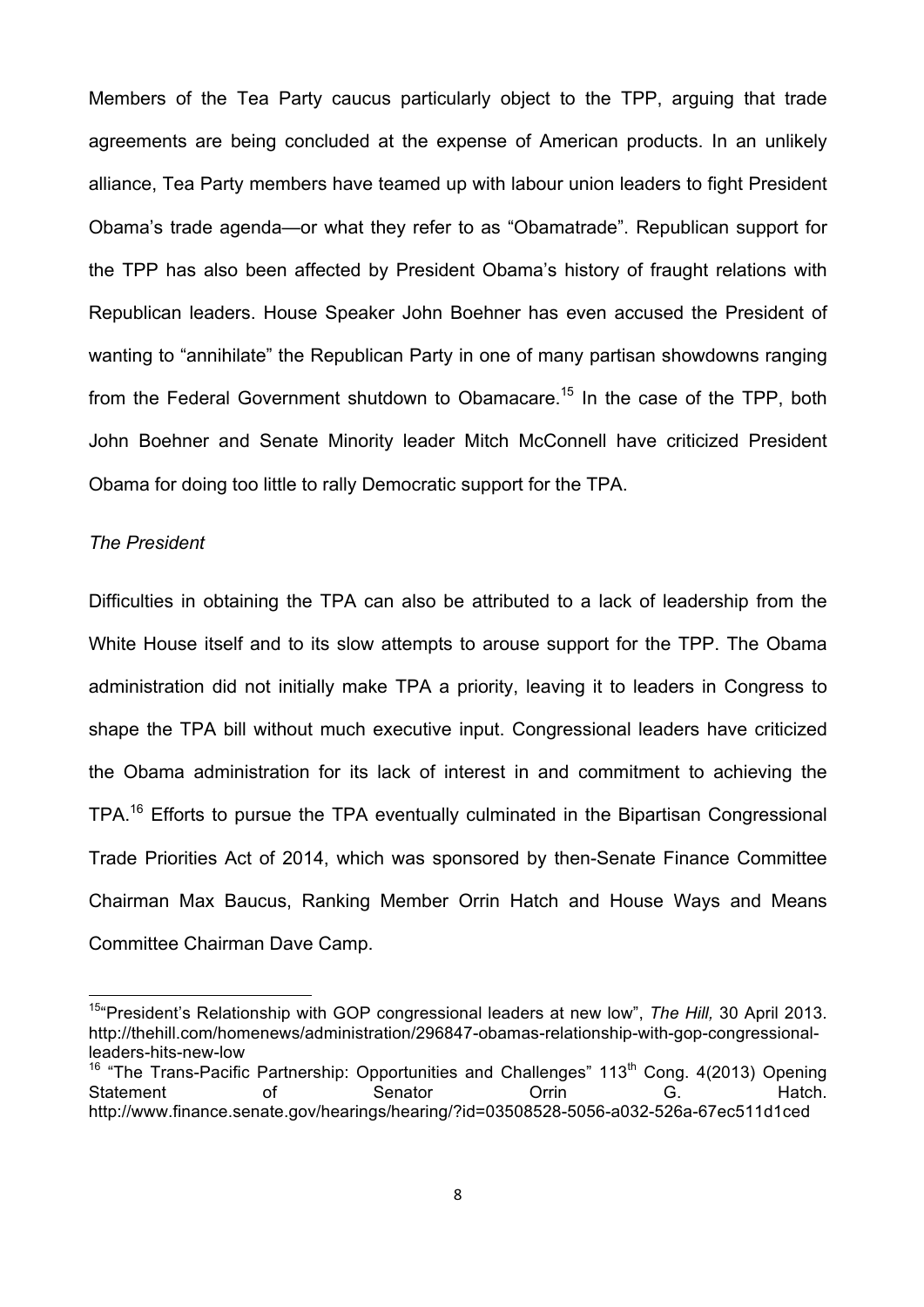Members of the Tea Party caucus particularly object to the TPP, arguing that trade agreements are being concluded at the expense of American products. In an unlikely alliance, Tea Party members have teamed up with labour union leaders to fight President Obama's trade agenda—or what they refer to as "Obamatrade". Republican support for the TPP has also been affected by President Obama's history of fraught relations with Republican leaders. House Speaker John Boehner has even accused the President of wanting to "annihilate" the Republican Party in one of many partisan showdowns ranging from the Federal Government shutdown to Obamacare.[15] In the case of the TPP, both John Boehner and Senate Minority leader Mitch McConnell have criticized President Obama for doing too little to rally Democratic support for the TPA.

*The President*

Difficulties in obtaining the TPA can also be attributed to a lack of leadership from the White House itself and to its slow attempts to arouse support for the TPP. The Obama administration did not initially make TPA a priority, leaving it to leaders in Congress to shape the TPA bill without much executive input. Congressional leaders have criticized the Obama administration for its lack of interest in and commitment to achieving the TPA.[16] Efforts to pursue the TPA eventually culminated in the Bipartisan Congressional Trade Priorities Act of 2014, which was sponsored by then-Senate Finance Committee Chairman Max Baucus, Ranking Member Orrin Hatch and House Ways and Means Committee Chairman Dave Camp.

---

[15] "President's Relationship with GOP congressional leaders at new low", *The Hill,* 30 April 2013. http://thehill.com/homenews/administration/296847-obamas-relationship-with-gop-congressional-leaders-hits-new-low

[16] "The Trans-Pacific Partnership: Opportunities and Challenges" 113th Cong. 4(2013) Opening Statement of Senator Orrin G. Hatch. http://www.finance.senate.gov/hearings/hearing/?id=03508528-5056-a032-526a-67ec511d1ced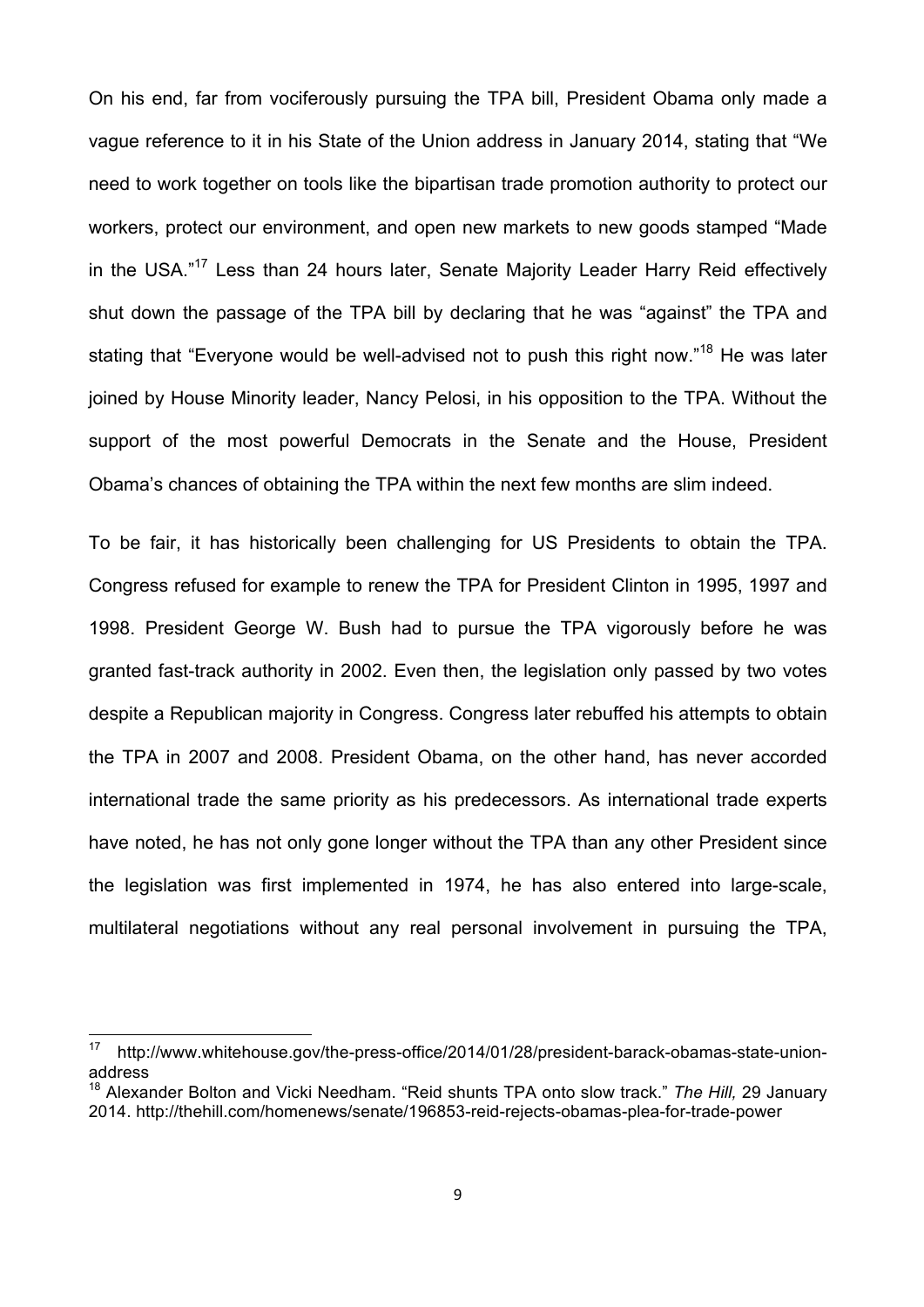On his end, far from vociferously pursuing the TPA bill, President Obama only made a vague reference to it in his State of the Union address in January 2014, stating that "We need to work together on tools like the bipartisan trade promotion authority to protect our workers, protect our environment, and open new markets to new goods stamped "Made in the USA."[17] Less than 24 hours later, Senate Majority Leader Harry Reid effectively shut down the passage of the TPA bill by declaring that he was "against" the TPA and stating that "Everyone would be well-advised not to push this right now."[18] He was later joined by House Minority leader, Nancy Pelosi, in his opposition to the TPA. Without the support of the most powerful Democrats in the Senate and the House, President Obama's chances of obtaining the TPA within the next few months are slim indeed.

To be fair, it has historically been challenging for US Presidents to obtain the TPA. Congress refused for example to renew the TPA for President Clinton in 1995, 1997 and 1998. President George W. Bush had to pursue the TPA vigorously before he was granted fast-track authority in 2002. Even then, the legislation only passed by two votes despite a Republican majority in Congress. Congress later rebuffed his attempts to obtain the TPA in 2007 and 2008. President Obama, on the other hand, has never accorded international trade the same priority as his predecessors. As international trade experts have noted, he has not only gone longer without the TPA than any other President since the legislation was first implemented in 1974, he has also entered into large-scale, multilateral negotiations without any real personal involvement in pursuing the TPA,

---

[17] http://www.whitehouse.gov/the-press-office/2014/01/28/president-barack-obamas-state-union-address

[18] Alexander Bolton and Vicki Needham. "Reid shunts TPA onto slow track." *The Hill,* 29 January 2014. http://thehill.com/homenews/senate/196853-reid-rejects-obamas-plea-for-trade-power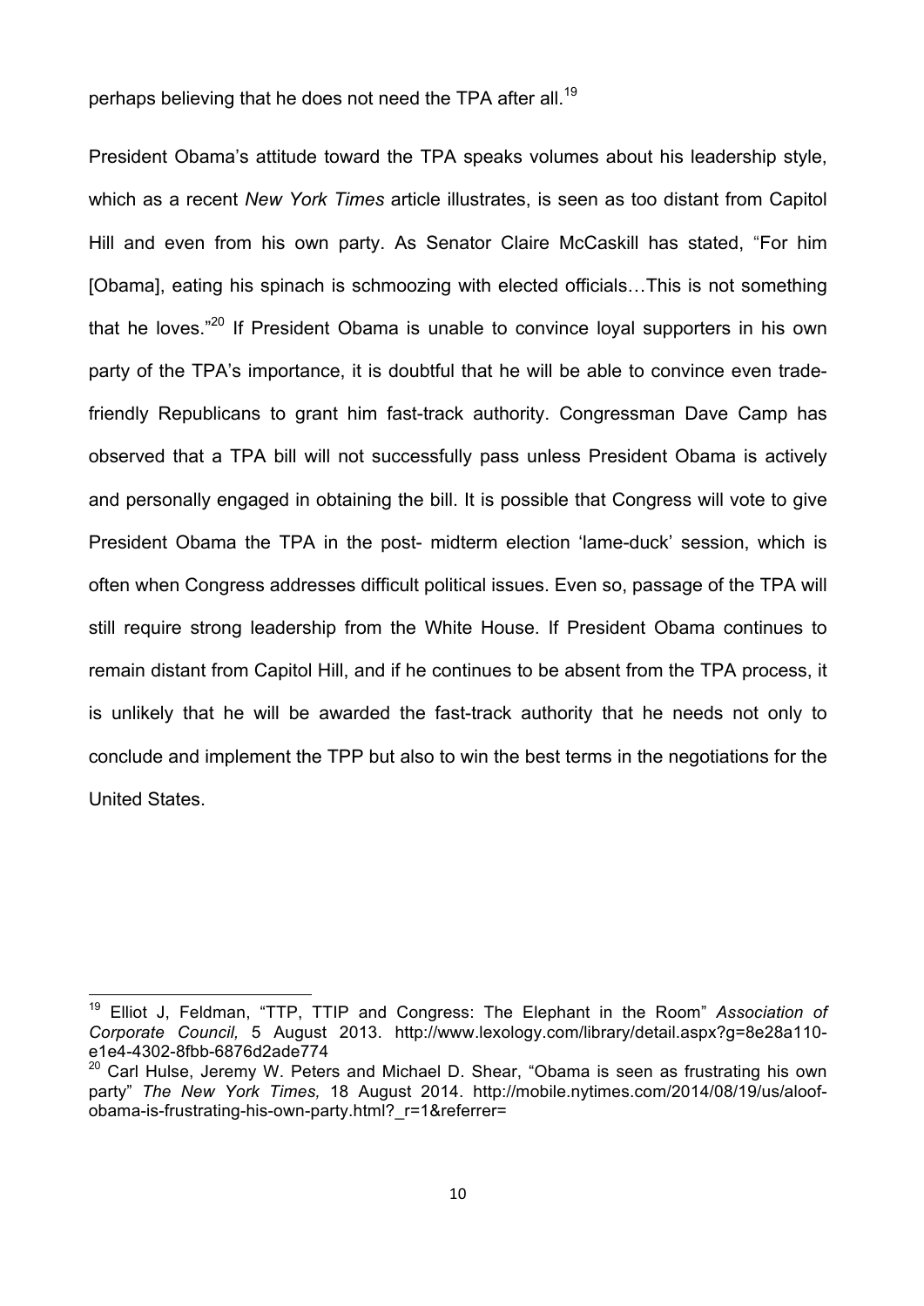perhaps believing that he does not need the TPA after all.[19]

President Obama's attitude toward the TPA speaks volumes about his leadership style, which as a recent *New York Times* article illustrates, is seen as too distant from Capitol Hill and even from his own party. As Senator Claire McCaskill has stated, "For him [Obama], eating his spinach is schmoozing with elected officials…This is not something that he loves."[20] If President Obama is unable to convince loyal supporters in his own party of the TPA's importance, it is doubtful that he will be able to convince even trade-friendly Republicans to grant him fast-track authority. Congressman Dave Camp has observed that a TPA bill will not successfully pass unless President Obama is actively and personally engaged in obtaining the bill. It is possible that Congress will vote to give President Obama the TPA in the post- midterm election 'lame-duck' session, which is often when Congress addresses difficult political issues. Even so, passage of the TPA will still require strong leadership from the White House. If President Obama continues to remain distant from Capitol Hill, and if he continues to be absent from the TPA process, it is unlikely that he will be awarded the fast-track authority that he needs not only to conclude and implement the TPP but also to win the best terms in the negotiations for the United States.

---

[19] Elliot J, Feldman, "TTP, TTIP and Congress: The Elephant in the Room" *Association of Corporate Council,* 5 August 2013. http://www.lexology.com/library/detail.aspx?g=8e28a110-e1e4-4302-8fbb-6876d2ade774

[20] Carl Hulse, Jeremy W. Peters and Michael D. Shear, "Obama is seen as frustrating his own party" *The New York Times,* 18 August 2014. http://mobile.nytimes.com/2014/08/19/us/aloof-obama-is-frustrating-his-own-party.html?_r=1&referrer=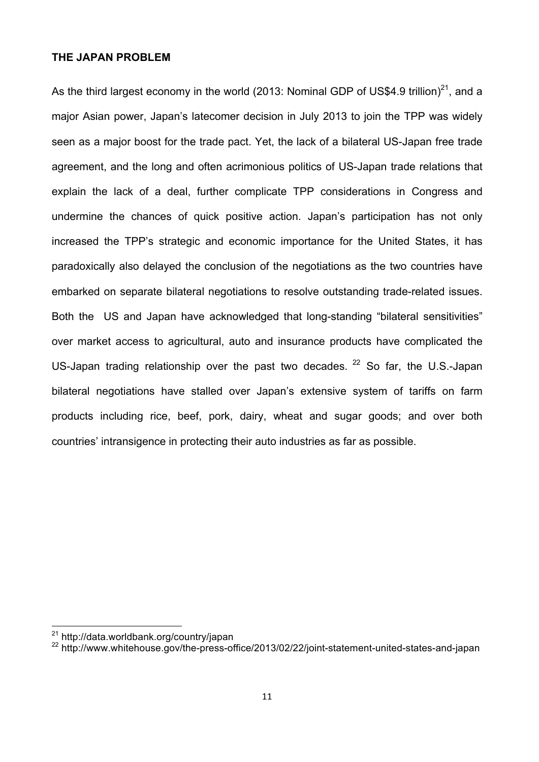## THE JAPAN PROBLEM

As the third largest economy in the world (2013: Nominal GDP of US$4.9 trillion)[21], and a major Asian power, Japan's latecomer decision in July 2013 to join the TPP was widely seen as a major boost for the trade pact. Yet, the lack of a bilateral US-Japan free trade agreement, and the long and often acrimonious politics of US-Japan trade relations that explain the lack of a deal, further complicate TPP considerations in Congress and undermine the chances of quick positive action. Japan's participation has not only increased the TPP's strategic and economic importance for the United States, it has paradoxically also delayed the conclusion of the negotiations as the two countries have embarked on separate bilateral negotiations to resolve outstanding trade-related issues. Both the US and Japan have acknowledged that long-standing "bilateral sensitivities" over market access to agricultural, auto and insurance products have complicated the US-Japan trading relationship over the past two decades. [22] So far, the U.S.-Japan bilateral negotiations have stalled over Japan's extensive system of tariffs on farm products including rice, beef, pork, dairy, wheat and sugar goods; and over both countries' intransigence in protecting their auto industries as far as possible.

---

[21] http://data.worldbank.org/country/japan

[22] http://www.whitehouse.gov/the-press-office/2013/02/22/joint-statement-united-states-and-japan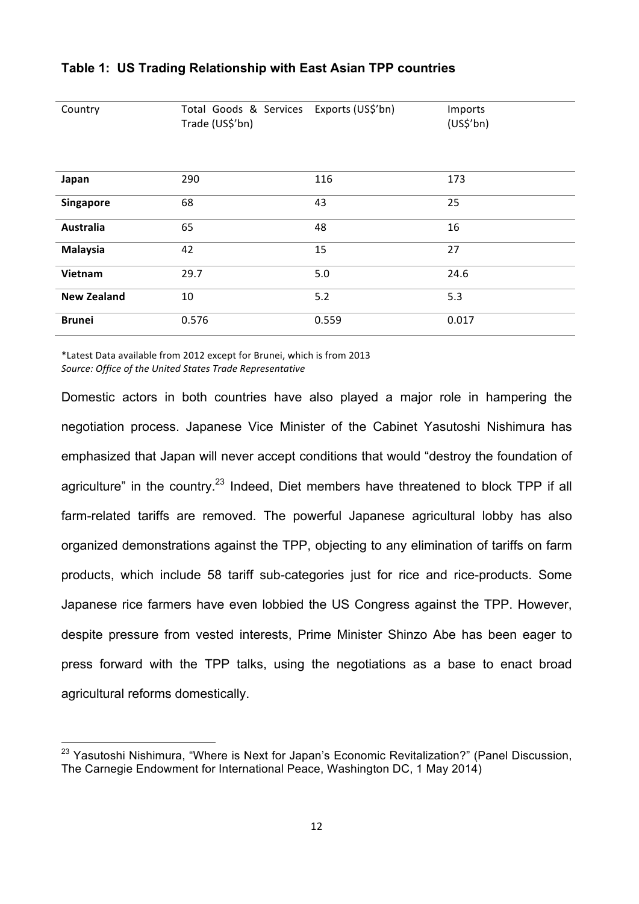**Table 1: US Trading Relationship with East Asian TPP countries**

| Country | Total Goods & Services Trade (US$'bn) | Exports (US$'bn) | Imports (US$'bn) |
|---|---|---|---|
| **Japan** | 290 | 116 | 173 |
| **Singapore** | 68 | 43 | 25 |
| **Australia** | 65 | 48 | 16 |
| **Malaysia** | 42 | 15 | 27 |
| **Vietnam** | 29.7 | 5.0 | 24.6 |
| **New Zealand** | 10 | 5.2 | 5.3 |
| **Brunei** | 0.576 | 0.559 | 0.017 |

*Latest Data available from 2012 except for Brunei, which is from 2013
*Source: Office of the United States Trade Representative*

Domestic actors in both countries have also played a major role in hampering the negotiation process. Japanese Vice Minister of the Cabinet Yasutoshi Nishimura has emphasized that Japan will never accept conditions that would "destroy the foundation of agriculture" in the country.[23] Indeed, Diet members have threatened to block TPP if all farm-related tariffs are removed. The powerful Japanese agricultural lobby has also organized demonstrations against the TPP, objecting to any elimination of tariffs on farm products, which include 58 tariff sub-categories just for rice and rice-products. Some Japanese rice farmers have even lobbied the US Congress against the TPP. However, despite pressure from vested interests, Prime Minister Shinzo Abe has been eager to press forward with the TPP talks, using the negotiations as a base to enact broad agricultural reforms domestically.

[23] Yasutoshi Nishimura, "Where is Next for Japan's Economic Revitalization?" (Panel Discussion, The Carnegie Endowment for International Peace, Washington DC, 1 May 2014)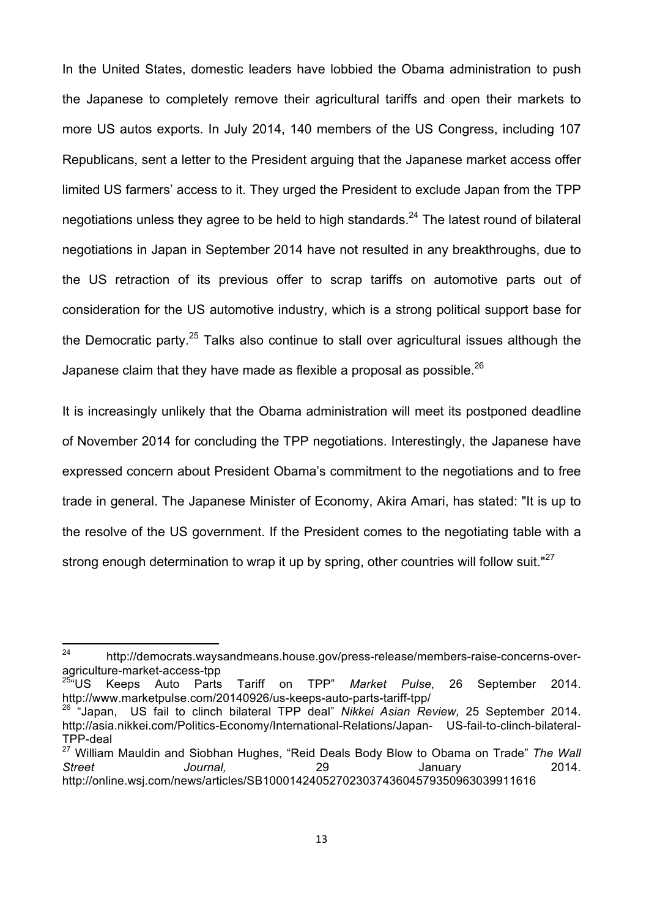In the United States, domestic leaders have lobbied the Obama administration to push the Japanese to completely remove their agricultural tariffs and open their markets to more US autos exports. In July 2014, 140 members of the US Congress, including 107 Republicans, sent a letter to the President arguing that the Japanese market access offer limited US farmers' access to it. They urged the President to exclude Japan from the TPP negotiations unless they agree to be held to high standards.[24] The latest round of bilateral negotiations in Japan in September 2014 have not resulted in any breakthroughs, due to the US retraction of its previous offer to scrap tariffs on automotive parts out of consideration for the US automotive industry, which is a strong political support base for the Democratic party.[25] Talks also continue to stall over agricultural issues although the Japanese claim that they have made as flexible a proposal as possible.[26]

It is increasingly unlikely that the Obama administration will meet its postponed deadline of November 2014 for concluding the TPP negotiations. Interestingly, the Japanese have expressed concern about President Obama's commitment to the negotiations and to free trade in general. The Japanese Minister of Economy, Akira Amari, has stated: "It is up to the resolve of the US government. If the President comes to the negotiating table with a strong enough determination to wrap it up by spring, other countries will follow suit."[27]

---

[24] http://democrats.waysandmeans.house.gov/press-release/members-raise-concerns-over-agriculture-market-access-tpp

[25] "US Keeps Auto Parts Tariff on TPP" *Market Pulse*, 26 September 2014. http://www.marketpulse.com/20140926/us-keeps-auto-parts-tariff-tpp/

[26] "Japan, US fail to clinch bilateral TPP deal" *Nikkei Asian Review,* 25 September 2014. http://asia.nikkei.com/Politics-Economy/International-Relations/Japan- US-fail-to-clinch-bilateral-TPP-deal

[27] William Mauldin and Siobhan Hughes, "Reid Deals Body Blow to Obama on Trade" *The Wall Street Journal,* 29 January 2014. http://online.wsj.com/news/articles/SB10001424052702303743604579350963039911616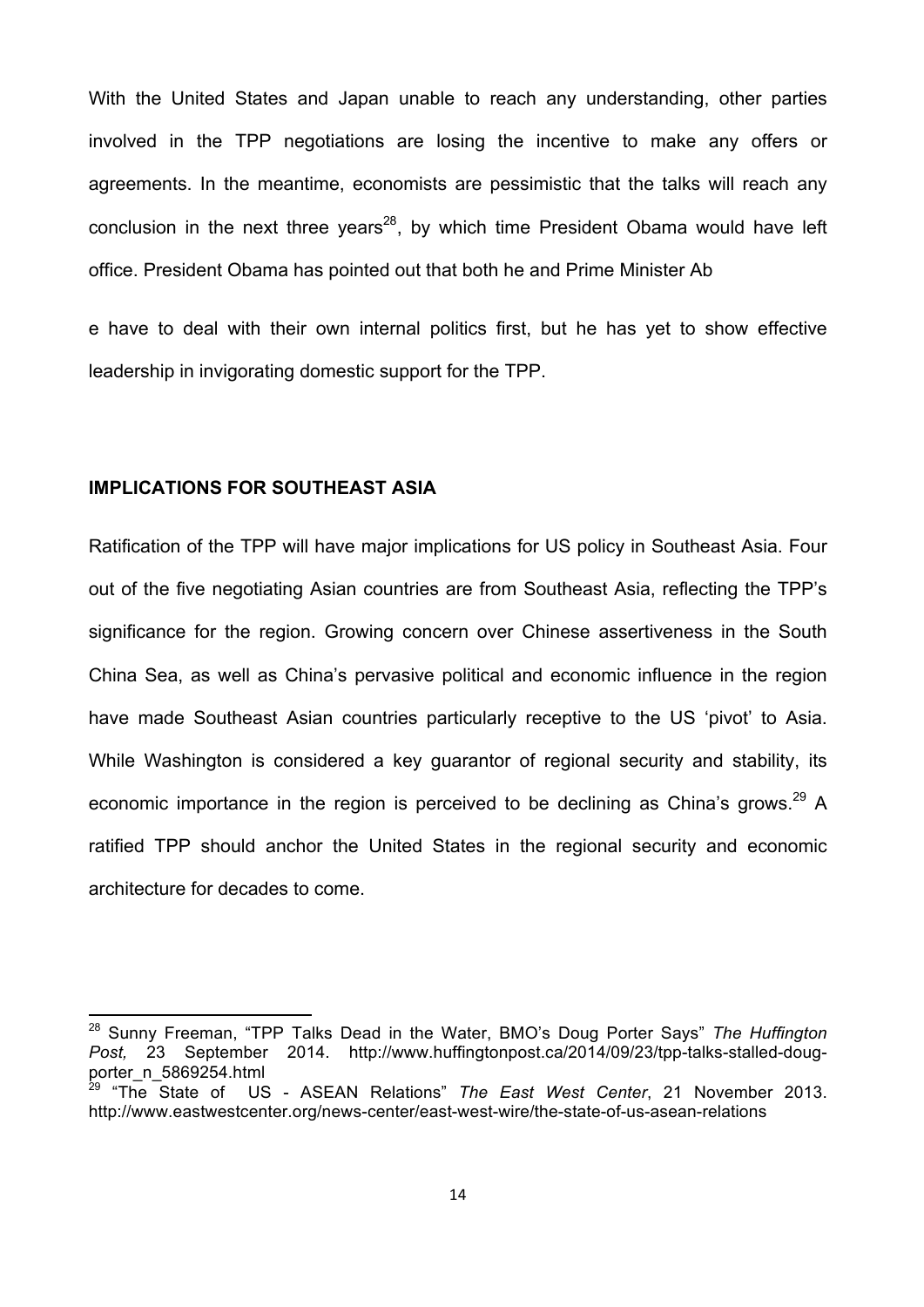With the United States and Japan unable to reach any understanding, other parties involved in the TPP negotiations are losing the incentive to make any offers or agreements. In the meantime, economists are pessimistic that the talks will reach any conclusion in the next three years[28], by which time President Obama would have left office. President Obama has pointed out that both he and Prime Minister Ab

e have to deal with their own internal politics first, but he has yet to show effective leadership in invigorating domestic support for the TPP.

## IMPLICATIONS FOR SOUTHEAST ASIA

Ratification of the TPP will have major implications for US policy in Southeast Asia. Four out of the five negotiating Asian countries are from Southeast Asia, reflecting the TPP's significance for the region. Growing concern over Chinese assertiveness in the South China Sea, as well as China's pervasive political and economic influence in the region have made Southeast Asian countries particularly receptive to the US 'pivot' to Asia. While Washington is considered a key guarantor of regional security and stability, its economic importance in the region is perceived to be declining as China's grows.[29] A ratified TPP should anchor the United States in the regional security and economic architecture for decades to come.

---

[28] Sunny Freeman, "TPP Talks Dead in the Water, BMO's Doug Porter Says" *The Huffington Post,* 23 September 2014. http://www.huffingtonpost.ca/2014/09/23/tpp-talks-stalled-doug-porter_n_5869254.html

[29] "The State of US - ASEAN Relations" *The East West Center*, 21 November 2013. http://www.eastwestcenter.org/news-center/east-west-wire/the-state-of-us-asean-relations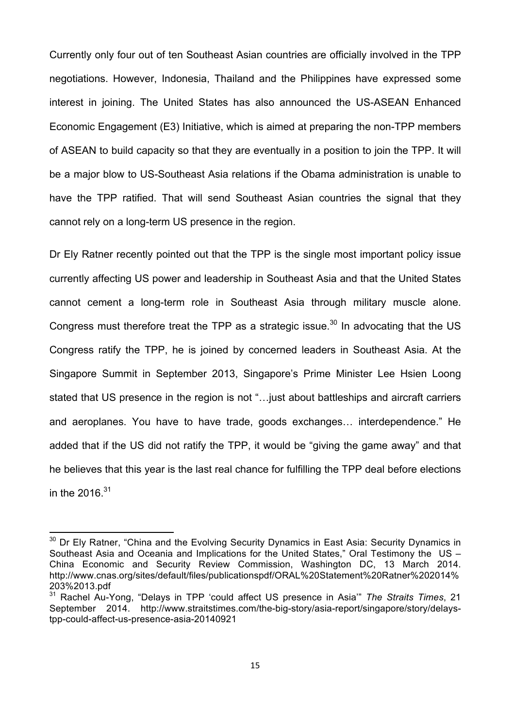Currently only four out of ten Southeast Asian countries are officially involved in the TPP negotiations. However, Indonesia, Thailand and the Philippines have expressed some interest in joining. The United States has also announced the US-ASEAN Enhanced Economic Engagement (E3) Initiative, which is aimed at preparing the non-TPP members of ASEAN to build capacity so that they are eventually in a position to join the TPP. It will be a major blow to US-Southeast Asia relations if the Obama administration is unable to have the TPP ratified. That will send Southeast Asian countries the signal that they cannot rely on a long-term US presence in the region.

Dr Ely Ratner recently pointed out that the TPP is the single most important policy issue currently affecting US power and leadership in Southeast Asia and that the United States cannot cement a long-term role in Southeast Asia through military muscle alone. Congress must therefore treat the TPP as a strategic issue.[30] In advocating that the US Congress ratify the TPP, he is joined by concerned leaders in Southeast Asia. At the Singapore Summit in September 2013, Singapore's Prime Minister Lee Hsien Loong stated that US presence in the region is not "…just about battleships and aircraft carriers and aeroplanes. You have to have trade, goods exchanges… interdependence." He added that if the US did not ratify the TPP, it would be "giving the game away" and that he believes that this year is the last real chance for fulfilling the TPP deal before elections in the 2016.[31]

---

[30] Dr Ely Ratner, "China and the Evolving Security Dynamics in East Asia: Security Dynamics in Southeast Asia and Oceania and Implications for the United States," Oral Testimony the US – China Economic and Security Review Commission, Washington DC, 13 March 2014. http://www.cnas.org/sites/default/files/publicationspdf/ORAL%20Statement%20Ratner%202014%203%2013.pdf

[31] Rachel Au-Yong, "Delays in TPP 'could affect US presence in Asia'" *The Straits Times*, 21 September 2014. http://www.straitstimes.com/the-big-story/asia-report/singapore/story/delays-tpp-could-affect-us-presence-asia-20140921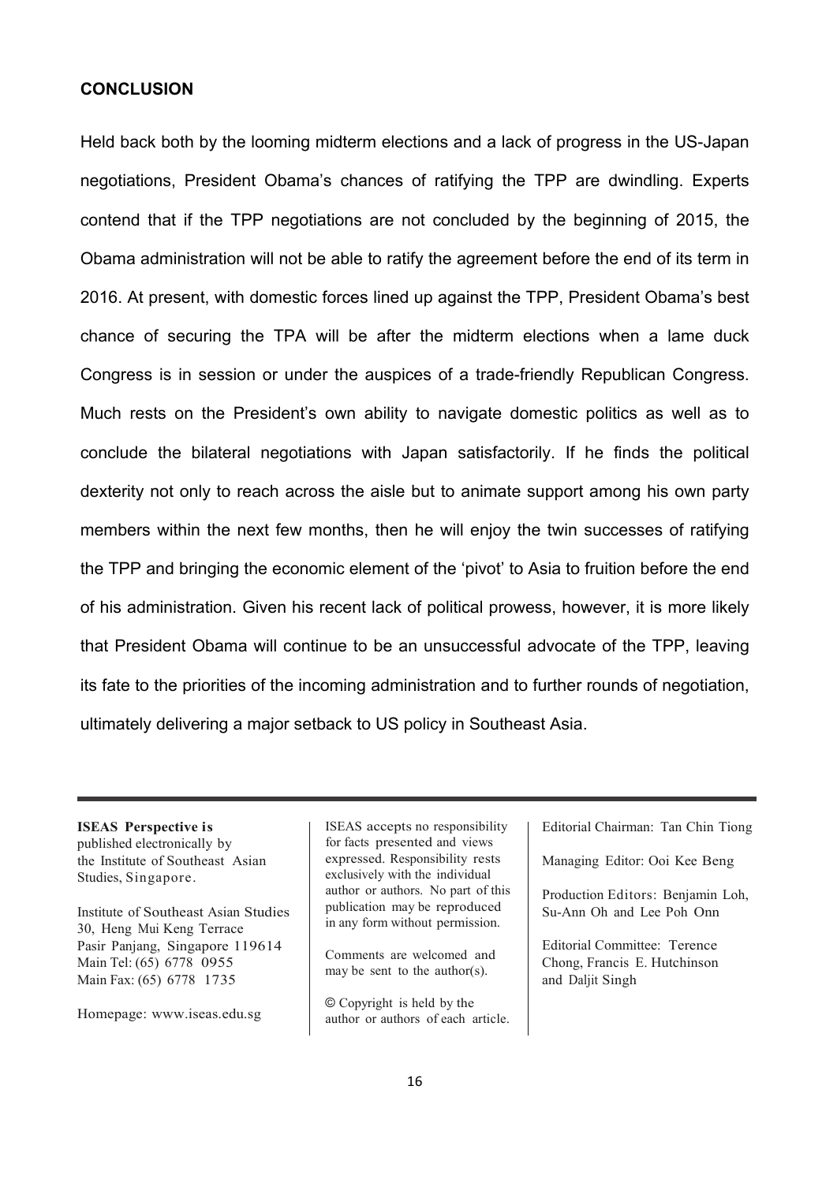## CONCLUSION

Held back both by the looming midterm elections and a lack of progress in the US-Japan negotiations, President Obama's chances of ratifying the TPP are dwindling. Experts contend that if the TPP negotiations are not concluded by the beginning of 2015, the Obama administration will not be able to ratify the agreement before the end of its term in 2016. At present, with domestic forces lined up against the TPP, President Obama's best chance of securing the TPA will be after the midterm elections when a lame duck Congress is in session or under the auspices of a trade-friendly Republican Congress. Much rests on the President's own ability to navigate domestic politics as well as to conclude the bilateral negotiations with Japan satisfactorily. If he finds the political dexterity not only to reach across the aisle but to animate support among his own party members within the next few months, then he will enjoy the twin successes of ratifying the TPP and bringing the economic element of the 'pivot' to Asia to fruition before the end of his administration. Given his recent lack of political prowess, however, it is more likely that President Obama will continue to be an unsuccessful advocate of the TPP, leaving its fate to the priorities of the incoming administration and to further rounds of negotiation, ultimately delivering a major setback to US policy in Southeast Asia.

---

**ISEAS Perspective is** published electronically by the Institute of Southeast Asian Studies, Singapore.

Institute of Southeast Asian Studies
30, Heng Mui Keng Terrace
Pasir Panjang, Singapore 119614
Main Tel: (65) 6778 0955
Main Fax: (65) 6778 1735

Homepage: www.iseas.edu.sg

ISEAS accepts no responsibility for facts presented and views expressed. Responsibility rests exclusively with the individual author or authors. No part of this publication may be reproduced in any form without permission.

Comments are welcomed and may be sent to the author(s).

© Copyright is held by the author or authors of each article.

Editorial Chairman: Tan Chin Tiong

Managing Editor: Ooi Kee Beng

Production Editors: Benjamin Loh, Su-Ann Oh and Lee Poh Onn

Editorial Committee: Terence Chong, Francis E. Hutchinson and Daljit Singh